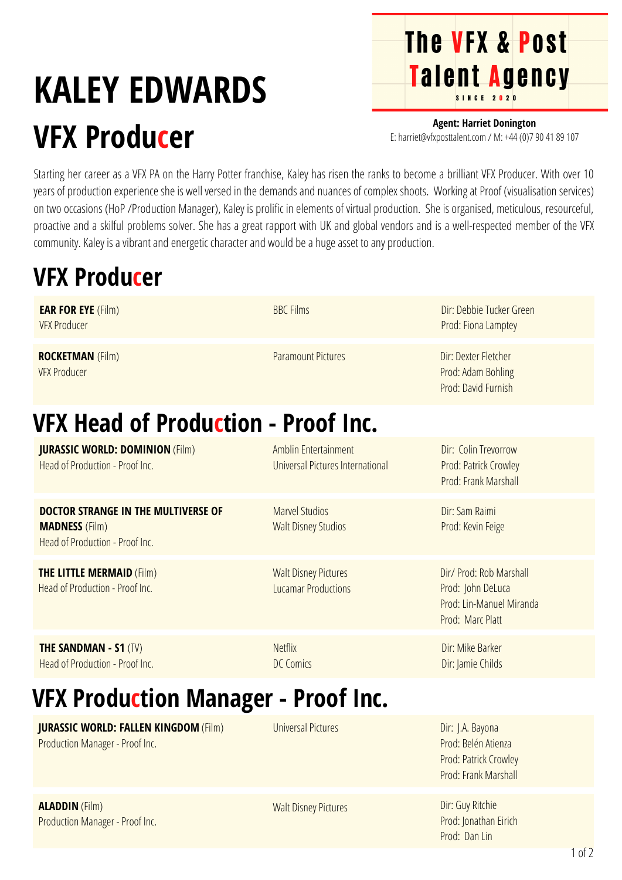# KALEY EDWARDS

## VFX Producer

**The VFX & Post Talent Agency**
SINCE 2020

**Agent: Harriet Donington**
E: harriet@vfxposttalent.com / M: +44 (0)7 90 41 89 107

Starting her career as a VFX PA on the Harry Potter franchise, Kaley has risen the ranks to become a brilliant VFX Producer. With over 10 years of production experience she is well versed in the demands and nuances of complex shoots. Working at Proof (visualisation services) on two occasions (HoP /Production Manager), Kaley is prolific in elements of virtual production. She is organised, meticulous, resourceful, proactive and a skilful problems solver. She has a great rapport with UK and global vendors and is a well-respected member of the VFX community. Kaley is a vibrant and energetic character and would be a huge asset to any production.

## VFX Producer

| Production | Company | Credits |
|---|---|---|
| **EAR FOR EYE** (Film)<br>VFX Producer | BBC Films | Dir: Debbie Tucker Green<br>Prod: Fiona Lamptey |
| **ROCKETMAN** (Film)<br>VFX Producer | Paramount Pictures | Dir: Dexter Fletcher<br>Prod: Adam Bohling<br>Prod: David Furnish |

## VFX Head of Production - Proof Inc.

| Production | Company | Credits |
|---|---|---|
| **JURASSIC WORLD: DOMINION** (Film)<br>Head of Production - Proof Inc. | Amblin Entertainment<br>Universal Pictures International | Dir: Colin Trevorrow<br>Prod: Patrick Crowley<br>Prod: Frank Marshall |
| **DOCTOR STRANGE IN THE MULTIVERSE OF MADNESS** (Film)<br>Head of Production - Proof Inc. | Marvel Studios<br>Walt Disney Studios | Dir: Sam Raimi<br>Prod: Kevin Feige |
| **THE LITTLE MERMAID** (Film)<br>Head of Production - Proof Inc. | Walt Disney Pictures<br>Lucamar Productions | Dir/ Prod: Rob Marshall<br>Prod: John DeLuca<br>Prod: Lin-Manuel Miranda<br>Prod: Marc Platt |
| **THE SANDMAN - S1** (TV)<br>Head of Production - Proof Inc. | Netflix<br>DC Comics | Dir: Mike Barker<br>Dir: Jamie Childs |

## VFX Production Manager - Proof Inc.

| Production | Company | Credits |
|---|---|---|
| **JURASSIC WORLD: FALLEN KINGDOM** (Film)<br>Production Manager - Proof Inc. | Universal Pictures | Dir: J.A. Bayona<br>Prod: Belén Atienza<br>Prod: Patrick Crowley<br>Prod: Frank Marshall |
| **ALADDIN** (Film)<br>Production Manager - Proof Inc. | Walt Disney Pictures | Dir: Guy Ritchie<br>Prod: Jonathan Eirich<br>Prod: Dan Lin |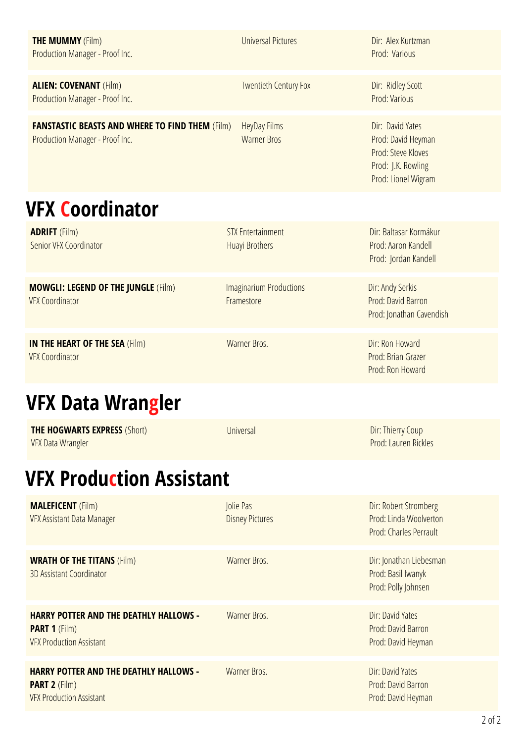| | | |
|---|---|---|
| **THE MUMMY** (Film)<br>Production Manager - Proof Inc. | Universal Pictures | Dir: Alex Kurtzman<br>Prod: Various |
| **ALIEN: COVENANT** (Film)<br>Production Manager - Proof Inc. | Twentieth Century Fox | Dir: Ridley Scott<br>Prod: Various |
| **FANSTASTIC BEASTS AND WHERE TO FIND THEM** (Film)<br>Production Manager - Proof Inc. | HeyDay Films<br>Warner Bros | Dir: David Yates<br>Prod: David Heyman<br>Prod: Steve Kloves<br>Prod: J.K. Rowling<br>Prod: Lionel Wigram |

# VFX Coordinator

| | | |
|---|---|---|
| **ADRIFT** (Film)<br>Senior VFX Coordinator | STX Entertainment<br>Huayi Brothers | Dir: Baltasar Kormákur<br>Prod: Aaron Kandell<br>Prod: Jordan Kandell |
| **MOWGLI: LEGEND OF THE JUNGLE** (Film)<br>VFX Coordinator | Imaginarium Productions<br>Framestore | Dir: Andy Serkis<br>Prod: David Barron<br>Prod: Jonathan Cavendish |
| **IN THE HEART OF THE SEA** (Film)<br>VFX Coordinator | Warner Bros. | Dir: Ron Howard<br>Prod: Brian Grazer<br>Prod: Ron Howard |

# VFX Data Wrangler

| | | |
|---|---|---|
| **THE HOGWARTS EXPRESS** (Short)<br>VFX Data Wrangler | Universal | Dir: Thierry Coup<br>Prod: Lauren Rickles |

# VFX Production Assistant

| | | |
|---|---|---|
| **MALEFICENT** (Film)<br>VFX Assistant Data Manager | Jolie Pas<br>Disney Pictures | Dir: Robert Stromberg<br>Prod: Linda Woolverton<br>Prod: Charles Perrault |
| **WRATH OF THE TITANS** (Film)<br>3D Assistant Coordinator | Warner Bros. | Dir: Jonathan Liebesman<br>Prod: Basil Iwanyk<br>Prod: Polly Johnsen |
| **HARRY POTTER AND THE DEATHLY HALLOWS - PART 1** (Film)<br>VFX Production Assistant | Warner Bros. | Dir: David Yates<br>Prod: David Barron<br>Prod: David Heyman |
| **HARRY POTTER AND THE DEATHLY HALLOWS - PART 2** (Film)<br>VFX Production Assistant | Warner Bros. | Dir: David Yates<br>Prod: David Barron<br>Prod: David Heyman |